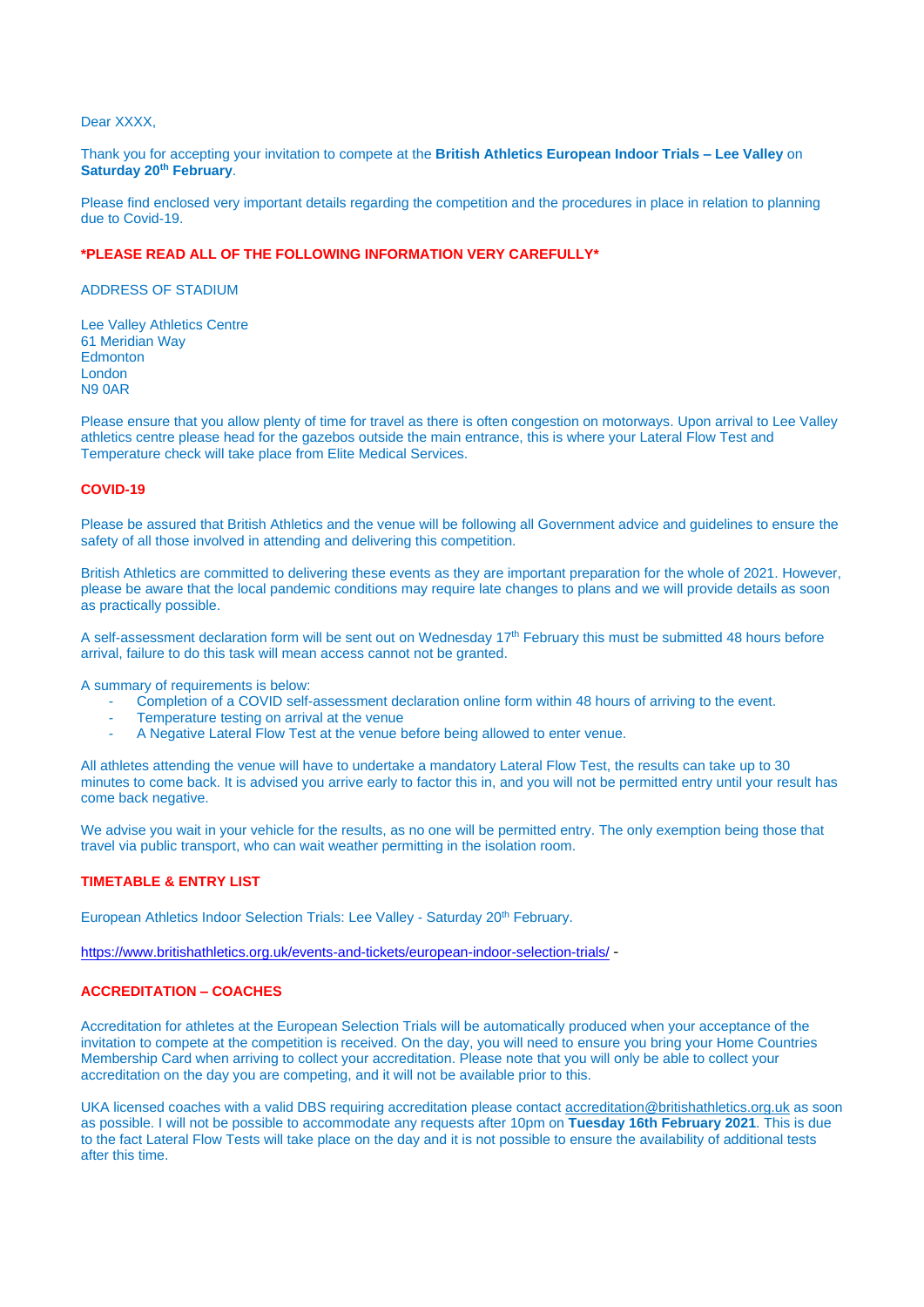Dear XXXX,

Thank you for accepting your invitation to compete at the **British Athletics European Indoor Trials – Lee Valley** on **Saturday 20th February**.

Please find enclosed very important details regarding the competition and the procedures in place in relation to planning due to Covid-19.

**\*PLEASE READ ALL OF THE FOLLOWING INFORMATION VERY CAREFULLY\***

ADDRESS OF STADIUM

Lee Valley Athletics Centre
61 Meridian Way
Edmonton
London
N9 0AR

Please ensure that you allow plenty of time for travel as there is often congestion on motorways. Upon arrival to Lee Valley athletics centre please head for the gazebos outside the main entrance, this is where your Lateral Flow Test and Temperature check will take place from Elite Medical Services.

**COVID-19**

Please be assured that British Athletics and the venue will be following all Government advice and guidelines to ensure the safety of all those involved in attending and delivering this competition.

British Athletics are committed to delivering these events as they are important preparation for the whole of 2021. However, please be aware that the local pandemic conditions may require late changes to plans and we will provide details as soon as practically possible.

A self-assessment declaration form will be sent out on Wednesday 17th February this must be submitted 48 hours before arrival, failure to do this task will mean access cannot not be granted.

A summary of requirements is below:

- Completion of a COVID self-assessment declaration online form within 48 hours of arriving to the event.
- Temperature testing on arrival at the venue
- A Negative Lateral Flow Test at the venue before being allowed to enter venue.

All athletes attending the venue will have to undertake a mandatory Lateral Flow Test, the results can take up to 30 minutes to come back. It is advised you arrive early to factor this in, and you will not be permitted entry until your result has come back negative.

We advise you wait in your vehicle for the results, as no one will be permitted entry. The only exemption being those that travel via public transport, who can wait weather permitting in the isolation room.

**TIMETABLE & ENTRY LIST**

European Athletics Indoor Selection Trials: Lee Valley - Saturday 20th February.

https://www.britishathletics.org.uk/events-and-tickets/european-indoor-selection-trials/ -

**ACCREDITATION – COACHES**

Accreditation for athletes at the European Selection Trials will be automatically produced when your acceptance of the invitation to compete at the competition is received. On the day, you will need to ensure you bring your Home Countries Membership Card when arriving to collect your accreditation. Please note that you will only be able to collect your accreditation on the day you are competing, and it will not be available prior to this.

UKA licensed coaches with a valid DBS requiring accreditation please contact accreditation@britishathletics.org.uk as soon as possible. I will not be possible to accommodate any requests after 10pm on **Tuesday 16th February 2021**. This is due to the fact Lateral Flow Tests will take place on the day and it is not possible to ensure the availability of additional tests after this time.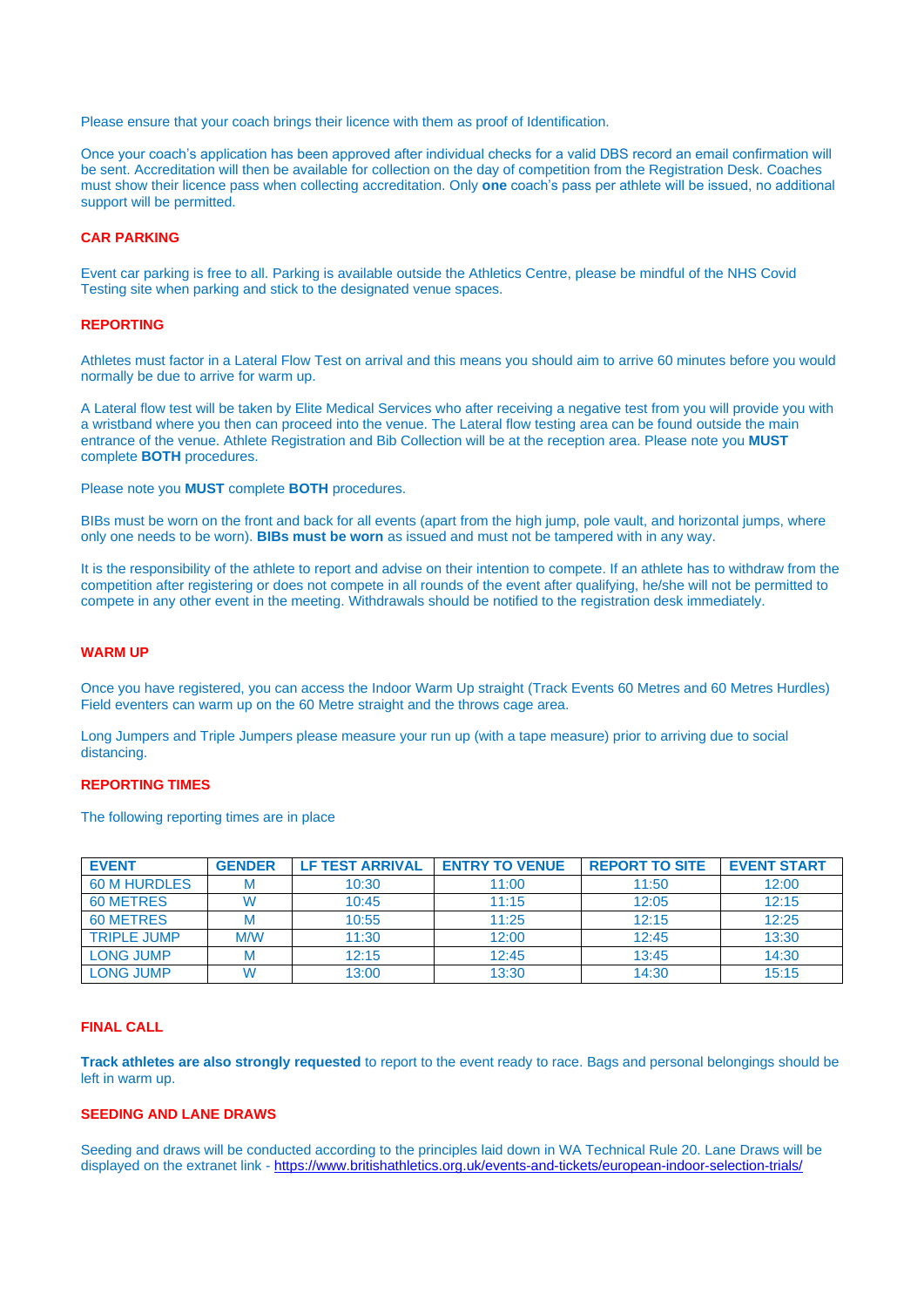Please ensure that your coach brings their licence with them as proof of Identification.

Once your coach's application has been approved after individual checks for a valid DBS record an email confirmation will be sent. Accreditation will then be available for collection on the day of competition from the Registration Desk. Coaches must show their licence pass when collecting accreditation. Only **one** coach's pass per athlete will be issued, no additional support will be permitted.

## CAR PARKING

Event car parking is free to all. Parking is available outside the Athletics Centre, please be mindful of the NHS Covid Testing site when parking and stick to the designated venue spaces.

## REPORTING

Athletes must factor in a Lateral Flow Test on arrival and this means you should aim to arrive 60 minutes before you would normally be due to arrive for warm up.

A Lateral flow test will be taken by Elite Medical Services who after receiving a negative test from you will provide you with a wristband where you then can proceed into the venue. The Lateral flow testing area can be found outside the main entrance of the venue. Athlete Registration and Bib Collection will be at the reception area. Please note you **MUST** complete **BOTH** procedures.

Please note you **MUST** complete **BOTH** procedures.

BIBs must be worn on the front and back for all events (apart from the high jump, pole vault, and horizontal jumps, where only one needs to be worn). **BIBs must be worn** as issued and must not be tampered with in any way.

It is the responsibility of the athlete to report and advise on their intention to compete. If an athlete has to withdraw from the competition after registering or does not compete in all rounds of the event after qualifying, he/she will not be permitted to compete in any other event in the meeting. Withdrawals should be notified to the registration desk immediately.

## WARM UP

Once you have registered, you can access the Indoor Warm Up straight (Track Events 60 Metres and 60 Metres Hurdles) Field eventers can warm up on the 60 Metre straight and the throws cage area.

Long Jumpers and Triple Jumpers please measure your run up (with a tape measure) prior to arriving due to social distancing.

## REPORTING TIMES

The following reporting times are in place

| EVENT | GENDER | LF TEST ARRIVAL | ENTRY TO VENUE | REPORT TO SITE | EVENT START |
|---|---|---|---|---|---|
| 60 M HURDLES | M | 10:30 | 11:00 | 11:50 | 12:00 |
| 60 METRES | W | 10:45 | 11:15 | 12:05 | 12:15 |
| 60 METRES | M | 10:55 | 11:25 | 12:15 | 12:25 |
| TRIPLE JUMP | M/W | 11:30 | 12:00 | 12:45 | 13:30 |
| LONG JUMP | M | 12:15 | 12:45 | 13:45 | 14:30 |
| LONG JUMP | W | 13:00 | 13:30 | 14:30 | 15:15 |

## FINAL CALL

**Track athletes are also strongly requested** to report to the event ready to race. Bags and personal belongings should be left in warm up.

## SEEDING AND LANE DRAWS

Seeding and draws will be conducted according to the principles laid down in WA Technical Rule 20. Lane Draws will be displayed on the extranet link - https://www.britishathletics.org.uk/events-and-tickets/european-indoor-selection-trials/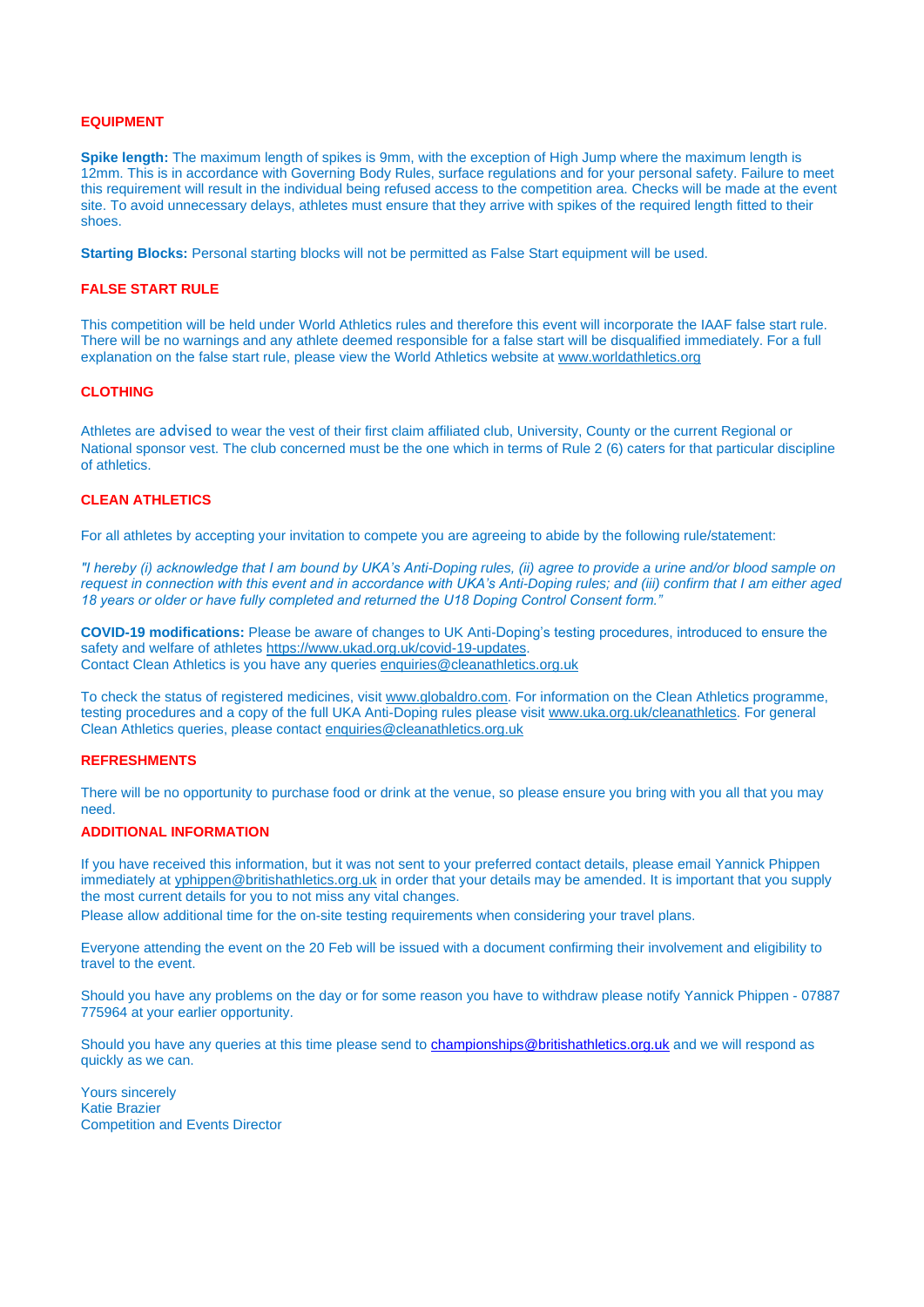## EQUIPMENT

**Spike length:** The maximum length of spikes is 9mm, with the exception of High Jump where the maximum length is 12mm. This is in accordance with Governing Body Rules, surface regulations and for your personal safety. Failure to meet this requirement will result in the individual being refused access to the competition area. Checks will be made at the event site. To avoid unnecessary delays, athletes must ensure that they arrive with spikes of the required length fitted to their shoes.

**Starting Blocks:** Personal starting blocks will not be permitted as False Start equipment will be used.

## FALSE START RULE

This competition will be held under World Athletics rules and therefore this event will incorporate the IAAF false start rule. There will be no warnings and any athlete deemed responsible for a false start will be disqualified immediately. For a full explanation on the false start rule, please view the World Athletics website at www.worldathletics.org

## CLOTHING

Athletes are advised to wear the vest of their first claim affiliated club, University, County or the current Regional or National sponsor vest. The club concerned must be the one which in terms of Rule 2 (6) caters for that particular discipline of athletics.

## CLEAN ATHLETICS

For all athletes by accepting your invitation to compete you are agreeing to abide by the following rule/statement:

*"I hereby (i) acknowledge that I am bound by UKA's Anti-Doping rules, (ii) agree to provide a urine and/or blood sample on request in connection with this event and in accordance with UKA's Anti-Doping rules; and (iii) confirm that I am either aged 18 years or older or have fully completed and returned the U18 Doping Control Consent form."*

**COVID-19 modifications:** Please be aware of changes to UK Anti-Doping's testing procedures, introduced to ensure the safety and welfare of athletes https://www.ukad.org.uk/covid-19-updates.
Contact Clean Athletics is you have any queries enquiries@cleanathletics.org.uk

To check the status of registered medicines, visit www.globaldro.com. For information on the Clean Athletics programme, testing procedures and a copy of the full UKA Anti-Doping rules please visit www.uka.org.uk/cleanathletics. For general Clean Athletics queries, please contact enquiries@cleanathletics.org.uk

## REFRESHMENTS

There will be no opportunity to purchase food or drink at the venue, so please ensure you bring with you all that you may need.

## ADDITIONAL INFORMATION

If you have received this information, but it was not sent to your preferred contact details, please email Yannick Phippen immediately at yphippen@britishathletics.org.uk in order that your details may be amended. It is important that you supply the most current details for you to not miss any vital changes.
Please allow additional time for the on-site testing requirements when considering your travel plans.

Everyone attending the event on the 20 Feb will be issued with a document confirming their involvement and eligibility to travel to the event.

Should you have any problems on the day or for some reason you have to withdraw please notify Yannick Phippen - 07887 775964 at your earlier opportunity.

Should you have any queries at this time please send to championships@britishathletics.org.uk and we will respond as quickly as we can.

Yours sincerely
Katie Brazier
Competition and Events Director